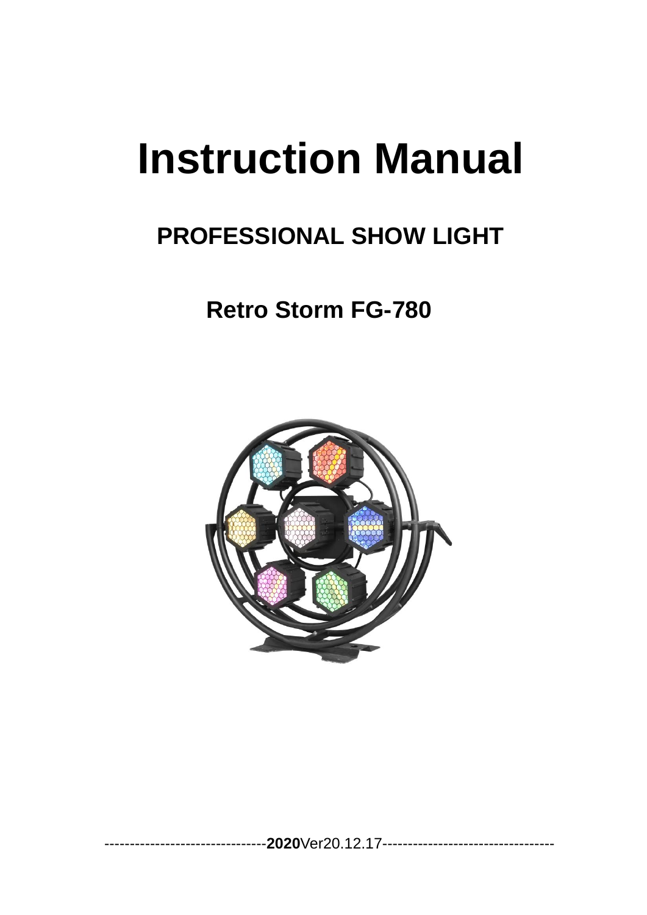# Instruction Manual

## PROFESSIONAL SHOW LIGHT

## Retro Storm FG-780

--------------------------------**2020**Ver20.12.17----------------------------------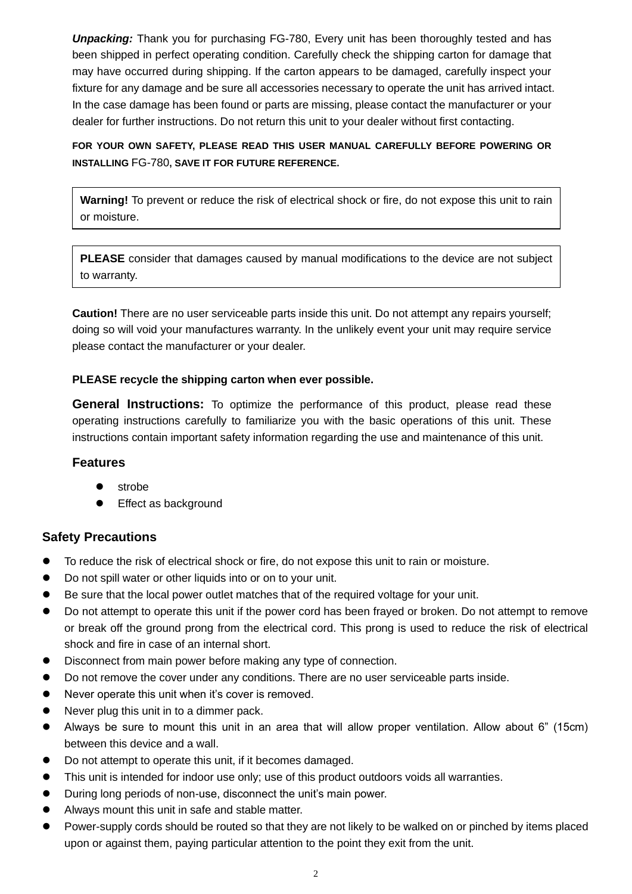***Unpacking:*** Thank you for purchasing FG-780, Every unit has been thoroughly tested and has been shipped in perfect operating condition. Carefully check the shipping carton for damage that may have occurred during shipping. If the carton appears to be damaged, carefully inspect your fixture for any damage and be sure all accessories necessary to operate the unit has arrived intact. In the case damage has been found or parts are missing, please contact the manufacturer or your dealer for further instructions. Do not return this unit to your dealer without first contacting.

**FOR YOUR OWN SAFETY, PLEASE READ THIS USER MANUAL CAREFULLY BEFORE POWERING OR INSTALLING** FG-780**, SAVE IT FOR FUTURE REFERENCE.**

**Warning!** To prevent or reduce the risk of electrical shock or fire, do not expose this unit to rain or moisture.

**PLEASE** consider that damages caused by manual modifications to the device are not subject to warranty.

**Caution!** There are no user serviceable parts inside this unit. Do not attempt any repairs yourself; doing so will void your manufactures warranty. In the unlikely event your unit may require service please contact the manufacturer or your dealer.

**PLEASE recycle the shipping carton when ever possible.**

**General Instructions:** To optimize the performance of this product, please read these operating instructions carefully to familiarize you with the basic operations of this unit. These instructions contain important safety information regarding the use and maintenance of this unit.

### Features

- strobe
- Effect as background

## Safety Precautions

- To reduce the risk of electrical shock or fire, do not expose this unit to rain or moisture.
- Do not spill water or other liquids into or on to your unit.
- Be sure that the local power outlet matches that of the required voltage for your unit.
- Do not attempt to operate this unit if the power cord has been frayed or broken. Do not attempt to remove or break off the ground prong from the electrical cord. This prong is used to reduce the risk of electrical shock and fire in case of an internal short.
- Disconnect from main power before making any type of connection.
- Do not remove the cover under any conditions. There are no user serviceable parts inside.
- Never operate this unit when it's cover is removed.
- Never plug this unit in to a dimmer pack.
- Always be sure to mount this unit in an area that will allow proper ventilation. Allow about 6” (15cm) between this device and a wall.
- Do not attempt to operate this unit, if it becomes damaged.
- This unit is intended for indoor use only; use of this product outdoors voids all warranties.
- During long periods of non-use, disconnect the unit's main power.
- Always mount this unit in safe and stable matter.
- Power-supply cords should be routed so that they are not likely to be walked on or pinched by items placed upon or against them, paying particular attention to the point they exit from the unit.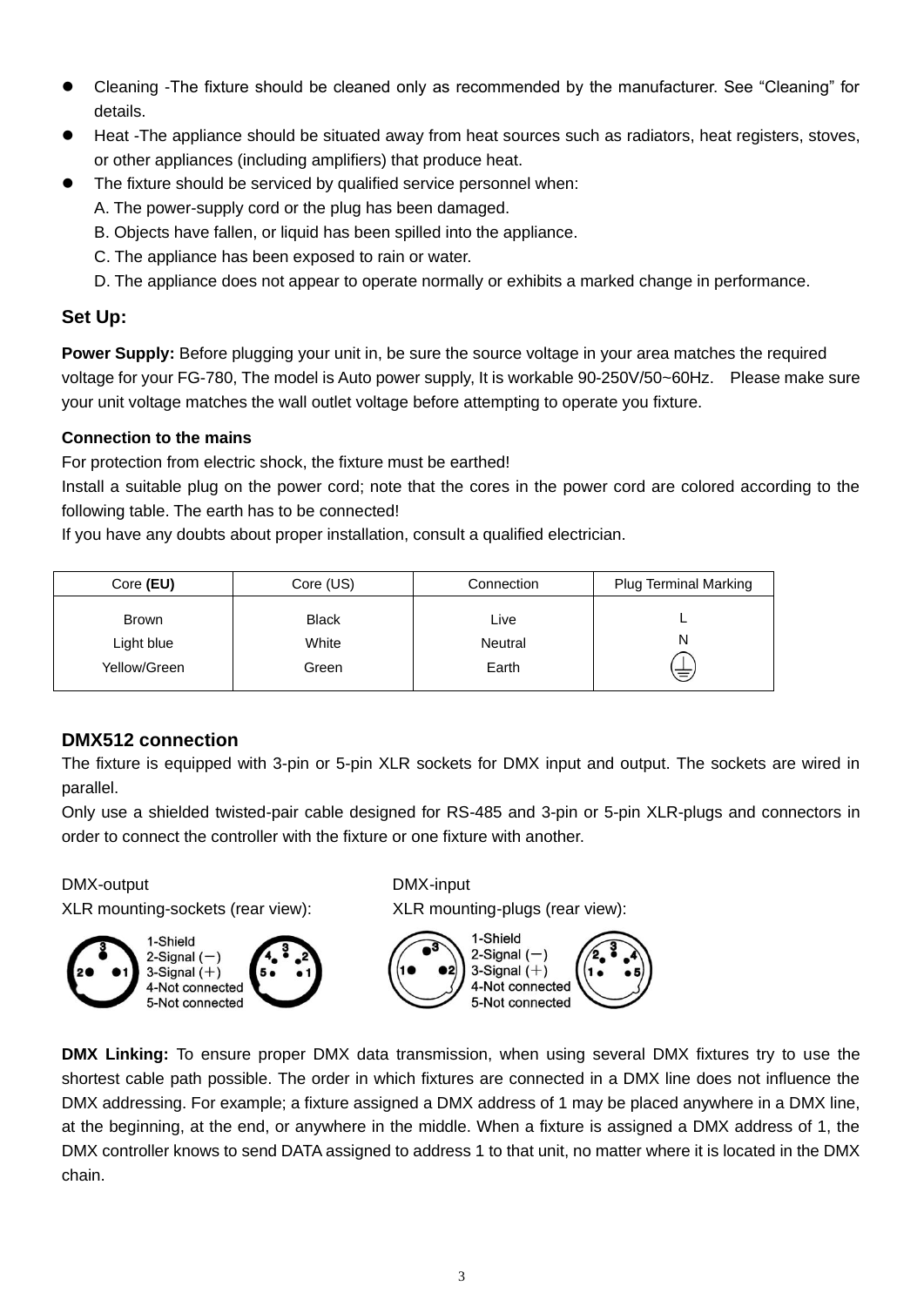- Cleaning -The fixture should be cleaned only as recommended by the manufacturer. See “Cleaning” for details.
- Heat -The appliance should be situated away from heat sources such as radiators, heat registers, stoves, or other appliances (including amplifiers) that produce heat.
- The fixture should be serviced by qualified service personnel when:
  A. The power-supply cord or the plug has been damaged.
  B. Objects have fallen, or liquid has been spilled into the appliance.
  C. The appliance has been exposed to rain or water.
  D. The appliance does not appear to operate normally or exhibits a marked change in performance.

## Set Up:

**Power Supply:** Before plugging your unit in, be sure the source voltage in your area matches the required voltage for your FG-780, The model is Auto power supply, It is workable 90-250V/50~60Hz. Please make sure your unit voltage matches the wall outlet voltage before attempting to operate you fixture.

**Connection to the mains**
For protection from electric shock, the fixture must be earthed!
Install a suitable plug on the power cord; note that the cores in the power cord are colored according to the following table. The earth has to be connected!
If you have any doubts about proper installation, consult a qualified electrician.

| Core **(EU)** | Core (US) | Connection | Plug Terminal Marking |
|---|---|---|---|
| Brown | Black | Live | L |
| Light blue | White | Neutral | N |
| Yellow/Green | Green | Earth | ⏚ |

## DMX512 connection

The fixture is equipped with 3-pin or 5-pin XLR sockets for DMX input and output. The sockets are wired in parallel.
Only use a shielded twisted-pair cable designed for RS-485 and 3-pin or 5-pin XLR-plugs and connectors in order to connect the controller with the fixture or one fixture with another.

DMX-output
XLR mounting-sockets (rear view):

1-Shield
2-Signal (－)
3-Signal (＋)
4-Not connected
5-Not connected

DMX-input
XLR mounting-plugs (rear view):

1-Shield
2-Signal (－)
3-Signal (＋)
4-Not connected
5-Not connected

**DMX Linking:** To ensure proper DMX data transmission, when using several DMX fixtures try to use the shortest cable path possible. The order in which fixtures are connected in a DMX line does not influence the DMX addressing. For example; a fixture assigned a DMX address of 1 may be placed anywhere in a DMX line, at the beginning, at the end, or anywhere in the middle. When a fixture is assigned a DMX address of 1, the DMX controller knows to send DATA assigned to address 1 to that unit, no matter where it is located in the DMX chain.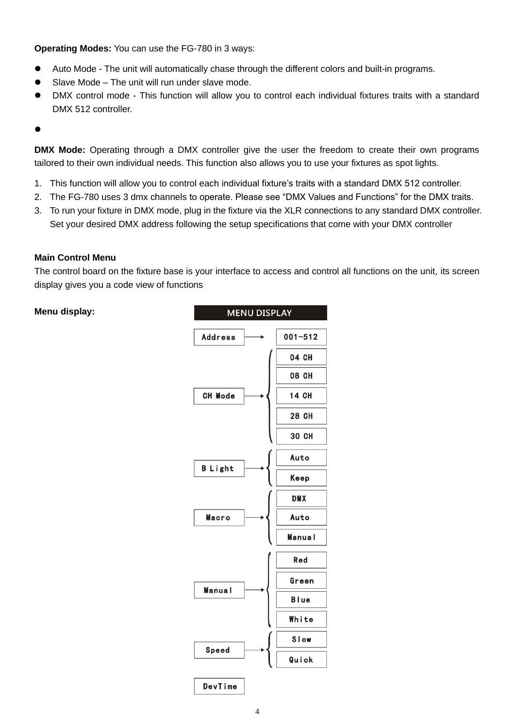**Operating Modes:** You can use the FG-780 in 3 ways:

- Auto Mode - The unit will automatically chase through the different colors and built-in programs.
- Slave Mode – The unit will run under slave mode.
- DMX control mode - This function will allow you to control each individual fixtures traits with a standard DMX 512 controller.
- 

**DMX Mode:** Operating through a DMX controller give the user the freedom to create their own programs tailored to their own individual needs. This function also allows you to use your fixtures as spot lights.

1. This function will allow you to control each individual fixture's traits with a standard DMX 512 controller.
2. The FG-780 uses 3 dmx channels to operate. Please see "DMX Values and Functions" for the DMX traits.
3. To run your fixture in DMX mode, plug in the fixture via the XLR connections to any standard DMX controller. Set your desired DMX address following the setup specifications that come with your DMX controller

**Main Control Menu**

The control board on the fixture base is your interface to access and control all functions on the unit, its screen display gives you a code view of functions

**Menu display:**

**MENU DISPLAY**

| Menu | Options |
|---|---|
| Address | 001-512 |
| CH Mode | 04 CH |
| | 08 CH |
| | 14 CH |
| | 28 CH |
| | 30 CH |
| B Light | Auto |
| | Keep |
| Macro | DMX |
| | Auto |
| | Manual |
| Manual | Red |
| | Green |
| | Blue |
| | White |
| Speed | Slow |
| | Quick |
| DevTime | |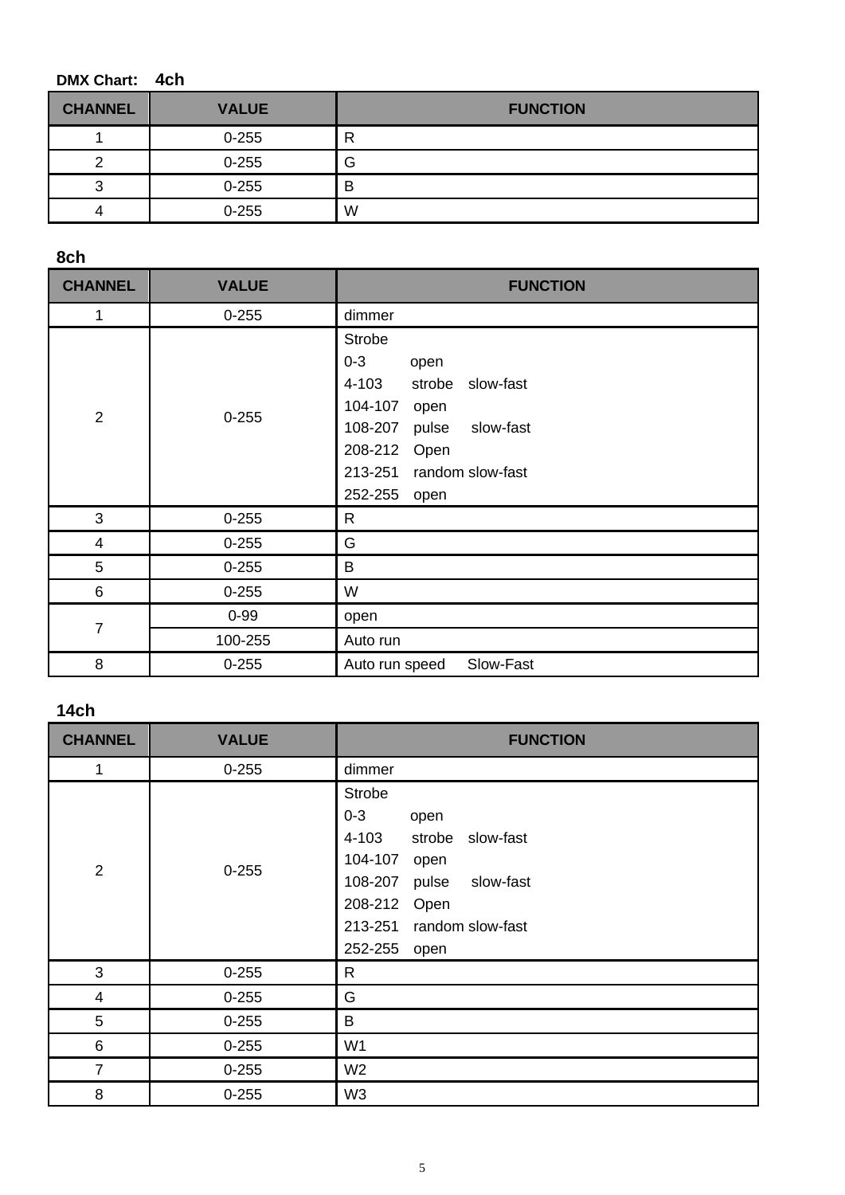**DMX Chart: 4ch**

| CHANNEL | VALUE | FUNCTION |
|---|---|---|
| 1 | 0-255 | R |
| 2 | 0-255 | G |
| 3 | 0-255 | B |
| 4 | 0-255 | W |

**8ch**

| CHANNEL | VALUE | FUNCTION |
|---|---|---|
| 1 | 0-255 | dimmer |
| 2 | 0-255 | Strobe<br>0-3 open<br>4-103 strobe slow-fast<br>104-107 open<br>108-207 pulse slow-fast<br>208-212 Open<br>213-251 random slow-fast<br>252-255 open |
| 3 | 0-255 | R |
| 4 | 0-255 | G |
| 5 | 0-255 | B |
| 6 | 0-255 | W |
| 7 | 0-99 | open |
| | 100-255 | Auto run |
| 8 | 0-255 | Auto run speed Slow-Fast |

**14ch**

| CHANNEL | VALUE | FUNCTION |
|---|---|---|
| 1 | 0-255 | dimmer |
| 2 | 0-255 | Strobe<br>0-3 open<br>4-103 strobe slow-fast<br>104-107 open<br>108-207 pulse slow-fast<br>208-212 Open<br>213-251 random slow-fast<br>252-255 open |
| 3 | 0-255 | R |
| 4 | 0-255 | G |
| 5 | 0-255 | B |
| 6 | 0-255 | W1 |
| 7 | 0-255 | W2 |
| 8 | 0-255 | W3 |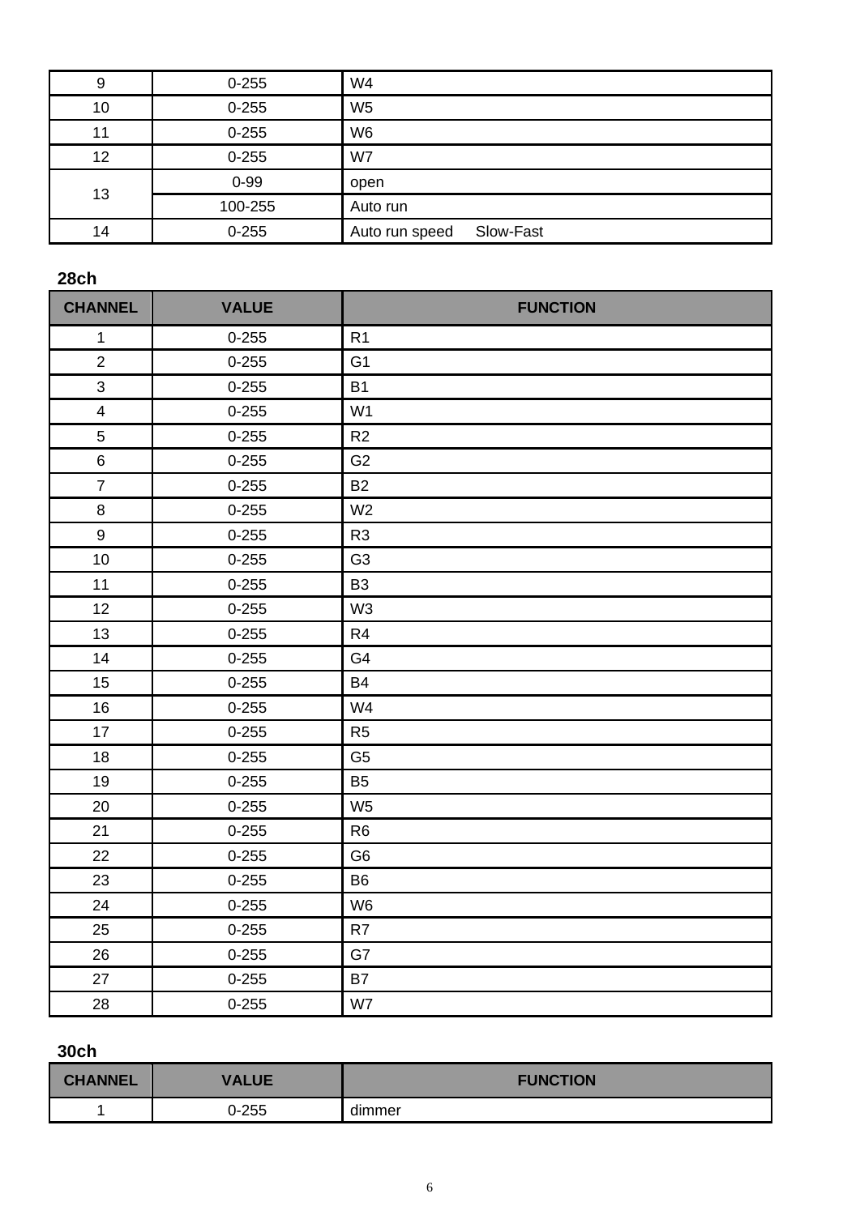| | | |
|---|---|---|
| 9 | 0-255 | W4 |
| 10 | 0-255 | W5 |
| 11 | 0-255 | W6 |
| 12 | 0-255 | W7 |
| 13 | 0-99 | open |
| | 100-255 | Auto run |
| 14 | 0-255 | Auto run speed     Slow-Fast |

**28ch**

| CHANNEL | VALUE | FUNCTION |
|---|---|---|
| 1 | 0-255 | R1 |
| 2 | 0-255 | G1 |
| 3 | 0-255 | B1 |
| 4 | 0-255 | W1 |
| 5 | 0-255 | R2 |
| 6 | 0-255 | G2 |
| 7 | 0-255 | B2 |
| 8 | 0-255 | W2 |
| 9 | 0-255 | R3 |
| 10 | 0-255 | G3 |
| 11 | 0-255 | B3 |
| 12 | 0-255 | W3 |
| 13 | 0-255 | R4 |
| 14 | 0-255 | G4 |
| 15 | 0-255 | B4 |
| 16 | 0-255 | W4 |
| 17 | 0-255 | R5 |
| 18 | 0-255 | G5 |
| 19 | 0-255 | B5 |
| 20 | 0-255 | W5 |
| 21 | 0-255 | R6 |
| 22 | 0-255 | G6 |
| 23 | 0-255 | B6 |
| 24 | 0-255 | W6 |
| 25 | 0-255 | R7 |
| 26 | 0-255 | G7 |
| 27 | 0-255 | B7 |
| 28 | 0-255 | W7 |

**30ch**

| CHANNEL | VALUE | FUNCTION |
|---|---|---|
| 1 | 0-255 | dimmer |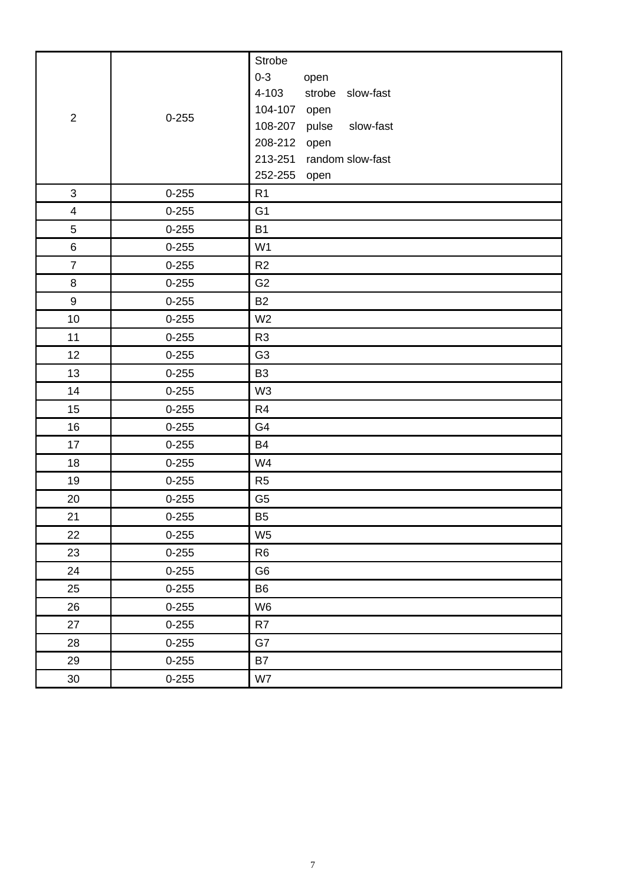| 2 | 0-255 | Strobe<br>0-3 open<br>4-103 strobe slow-fast<br>104-107 open<br>108-207 pulse slow-fast<br>208-212 open<br>213-251 random slow-fast<br>252-255 open |
|---|---|---|
| 3 | 0-255 | R1 |
| 4 | 0-255 | G1 |
| 5 | 0-255 | B1 |
| 6 | 0-255 | W1 |
| 7 | 0-255 | R2 |
| 8 | 0-255 | G2 |
| 9 | 0-255 | B2 |
| 10 | 0-255 | W2 |
| 11 | 0-255 | R3 |
| 12 | 0-255 | G3 |
| 13 | 0-255 | B3 |
| 14 | 0-255 | W3 |
| 15 | 0-255 | R4 |
| 16 | 0-255 | G4 |
| 17 | 0-255 | B4 |
| 18 | 0-255 | W4 |
| 19 | 0-255 | R5 |
| 20 | 0-255 | G5 |
| 21 | 0-255 | B5 |
| 22 | 0-255 | W5 |
| 23 | 0-255 | R6 |
| 24 | 0-255 | G6 |
| 25 | 0-255 | B6 |
| 26 | 0-255 | W6 |
| 27 | 0-255 | R7 |
| 28 | 0-255 | G7 |
| 29 | 0-255 | B7 |
| 30 | 0-255 | W7 |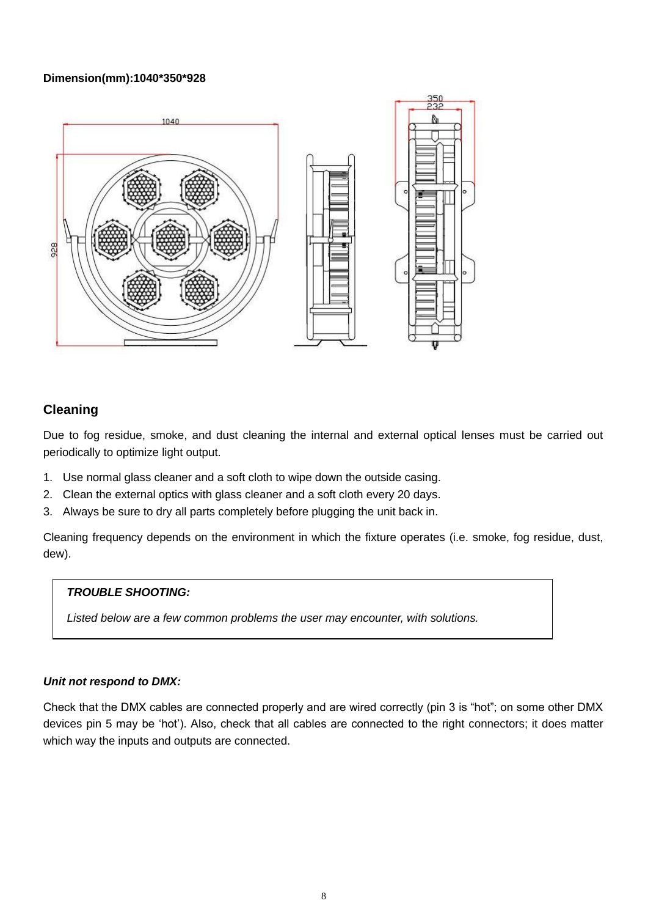**Dimension(mm):1040*350*928**

## Cleaning

Due to fog residue, smoke, and dust cleaning the internal and external optical lenses must be carried out periodically to optimize light output.

1. Use normal glass cleaner and a soft cloth to wipe down the outside casing.
2. Clean the external optics with glass cleaner and a soft cloth every 20 days.
3. Always be sure to dry all parts completely before plugging the unit back in.

Cleaning frequency depends on the environment in which the fixture operates (i.e. smoke, fog residue, dust, dew).

***TROUBLE SHOOTING:***

*Listed below are a few common problems the user may encounter, with solutions.*

***Unit not respond to DMX:***

Check that the DMX cables are connected properly and are wired correctly (pin 3 is “hot”; on some other DMX devices pin 5 may be ‘hot’). Also, check that all cables are connected to the right connectors; it does matter which way the inputs and outputs are connected.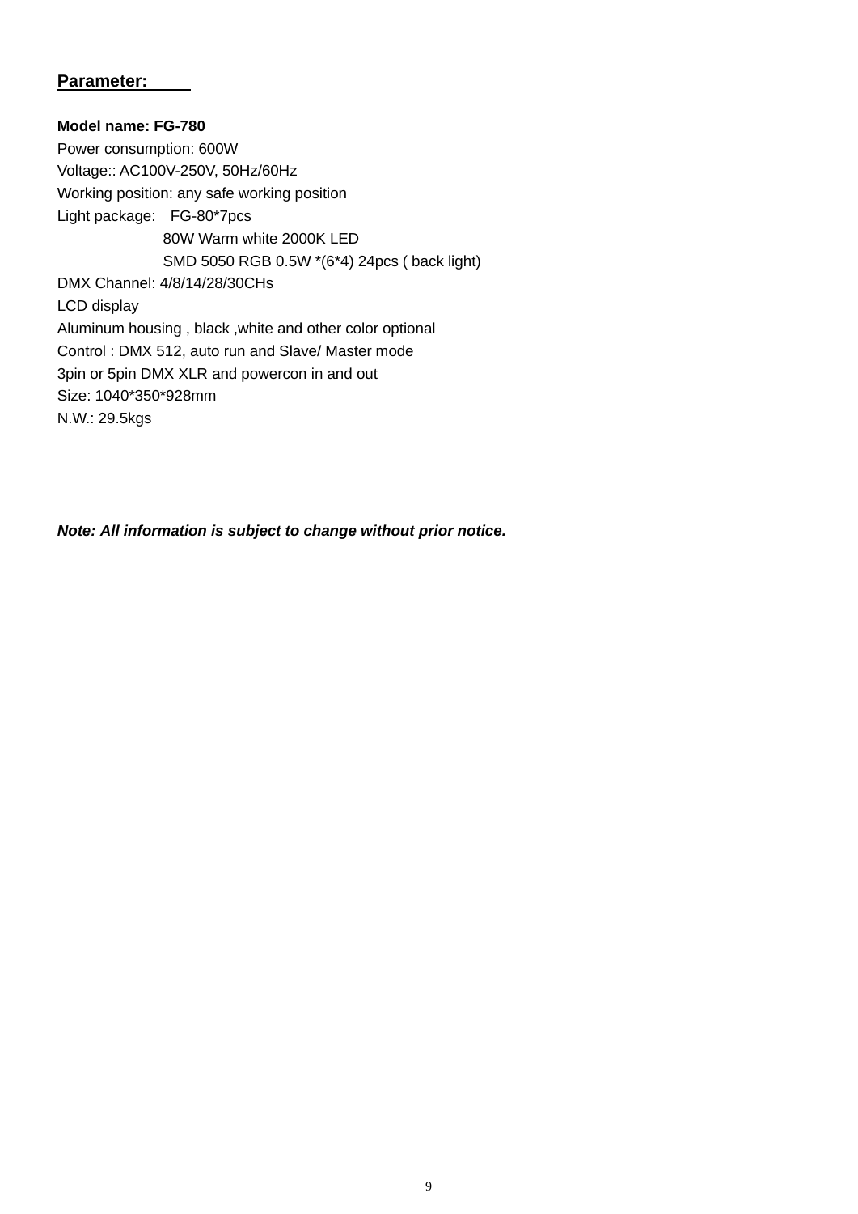## Parameter:

**Model name: FG-780**

Power consumption: 600W

Voltage:: AC100V-250V, 50Hz/60Hz

Working position: any safe working position

Light package: FG-80*7pcs

80W Warm white 2000K LED

SMD 5050 RGB 0.5W *(6*4) 24pcs ( back light)

DMX Channel: 4/8/14/28/30CHs

LCD display

Aluminum housing , black ,white and other color optional

Control : DMX 512, auto run and Slave/ Master mode

3pin or 5pin DMX XLR and powercon in and out

Size: 1040*350*928mm

N.W.: 29.5kgs

***Note: All information is subject to change without prior notice.***